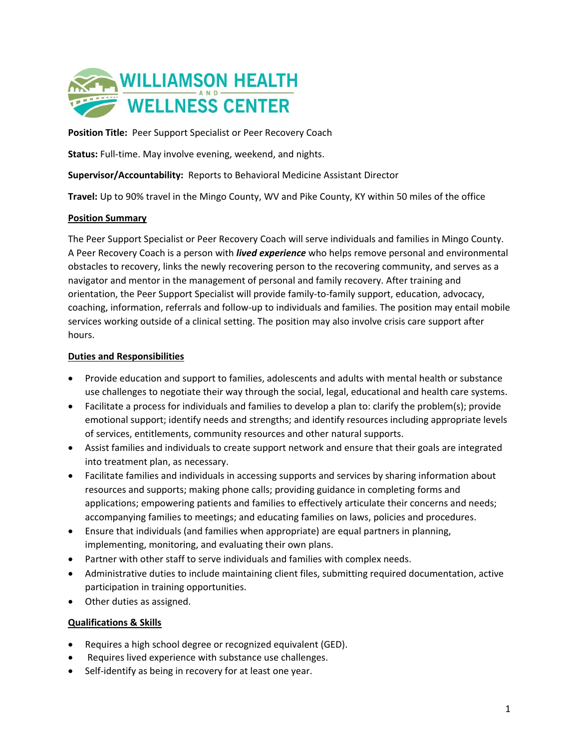# WILLIAMSON HEALTH AND WELLNESS CENTER

**Position Title:** Peer Support Specialist or Peer Recovery Coach

**Status:** Full-time. May involve evening, weekend, and nights.

**Supervisor/Accountability:** Reports to Behavioral Medicine Assistant Director

**Travel:** Up to 90% travel in the Mingo County, WV and Pike County, KY within 50 miles of the office

## Position Summary

The Peer Support Specialist or Peer Recovery Coach will serve individuals and families in Mingo County. A Peer Recovery Coach is a person with ***lived experience*** who helps remove personal and environmental obstacles to recovery, links the newly recovering person to the recovering community, and serves as a navigator and mentor in the management of personal and family recovery. After training and orientation, the Peer Support Specialist will provide family-to-family support, education, advocacy, coaching, information, referrals and follow-up to individuals and families. The position may entail mobile services working outside of a clinical setting. The position may also involve crisis care support after hours.

## Duties and Responsibilities

- Provide education and support to families, adolescents and adults with mental health or substance use challenges to negotiate their way through the social, legal, educational and health care systems.
- Facilitate a process for individuals and families to develop a plan to: clarify the problem(s); provide emotional support; identify needs and strengths; and identify resources including appropriate levels of services, entitlements, community resources and other natural supports.
- Assist families and individuals to create support network and ensure that their goals are integrated into treatment plan, as necessary.
- Facilitate families and individuals in accessing supports and services by sharing information about resources and supports; making phone calls; providing guidance in completing forms and applications; empowering patients and families to effectively articulate their concerns and needs; accompanying families to meetings; and educating families on laws, policies and procedures.
- Ensure that individuals (and families when appropriate) are equal partners in planning, implementing, monitoring, and evaluating their own plans.
- Partner with other staff to serve individuals and families with complex needs.
- Administrative duties to include maintaining client files, submitting required documentation, active participation in training opportunities.
- Other duties as assigned.

## Qualifications & Skills

- Requires a high school degree or recognized equivalent (GED).
- Requires lived experience with substance use challenges.
- Self-identify as being in recovery for at least one year.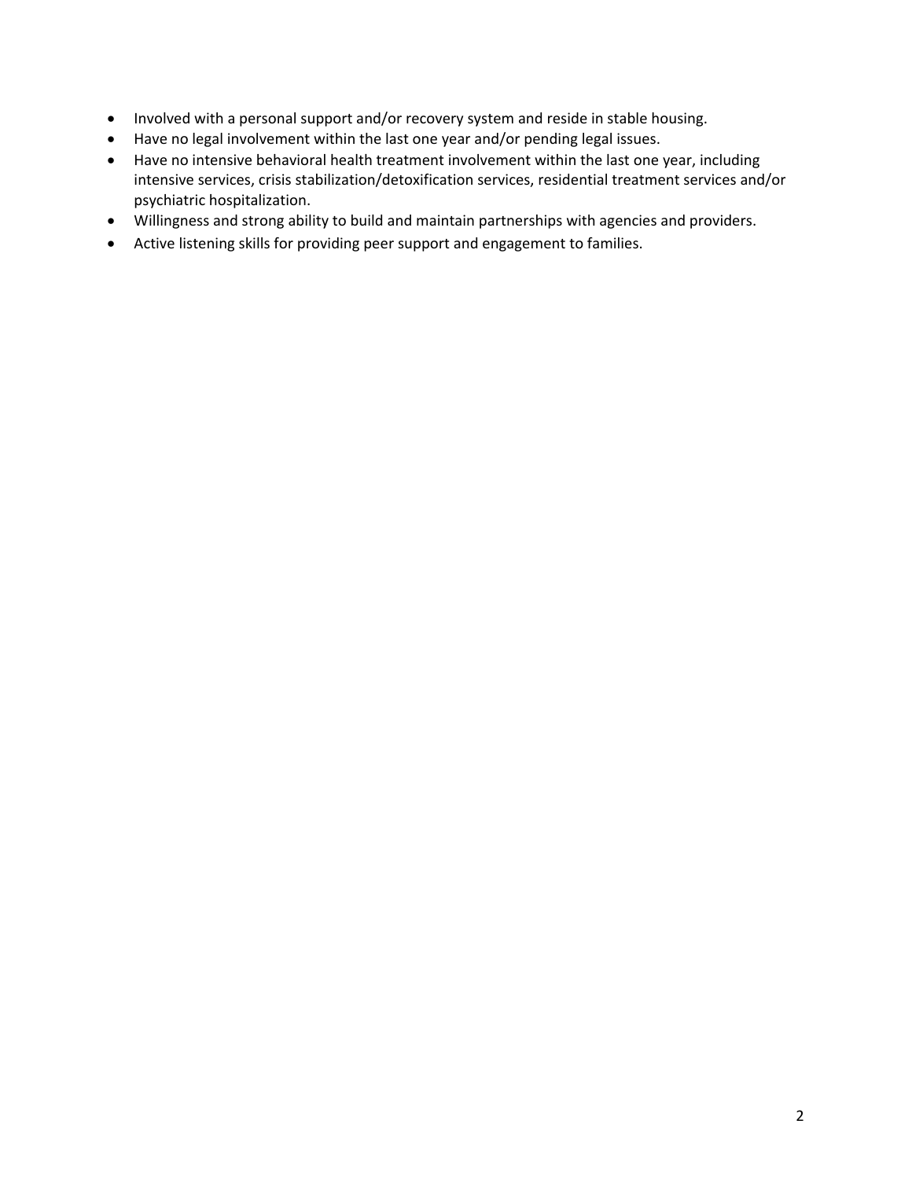- Involved with a personal support and/or recovery system and reside in stable housing.
- Have no legal involvement within the last one year and/or pending legal issues.
- Have no intensive behavioral health treatment involvement within the last one year, including intensive services, crisis stabilization/detoxification services, residential treatment services and/or psychiatric hospitalization.
- Willingness and strong ability to build and maintain partnerships with agencies and providers.
- Active listening skills for providing peer support and engagement to families.